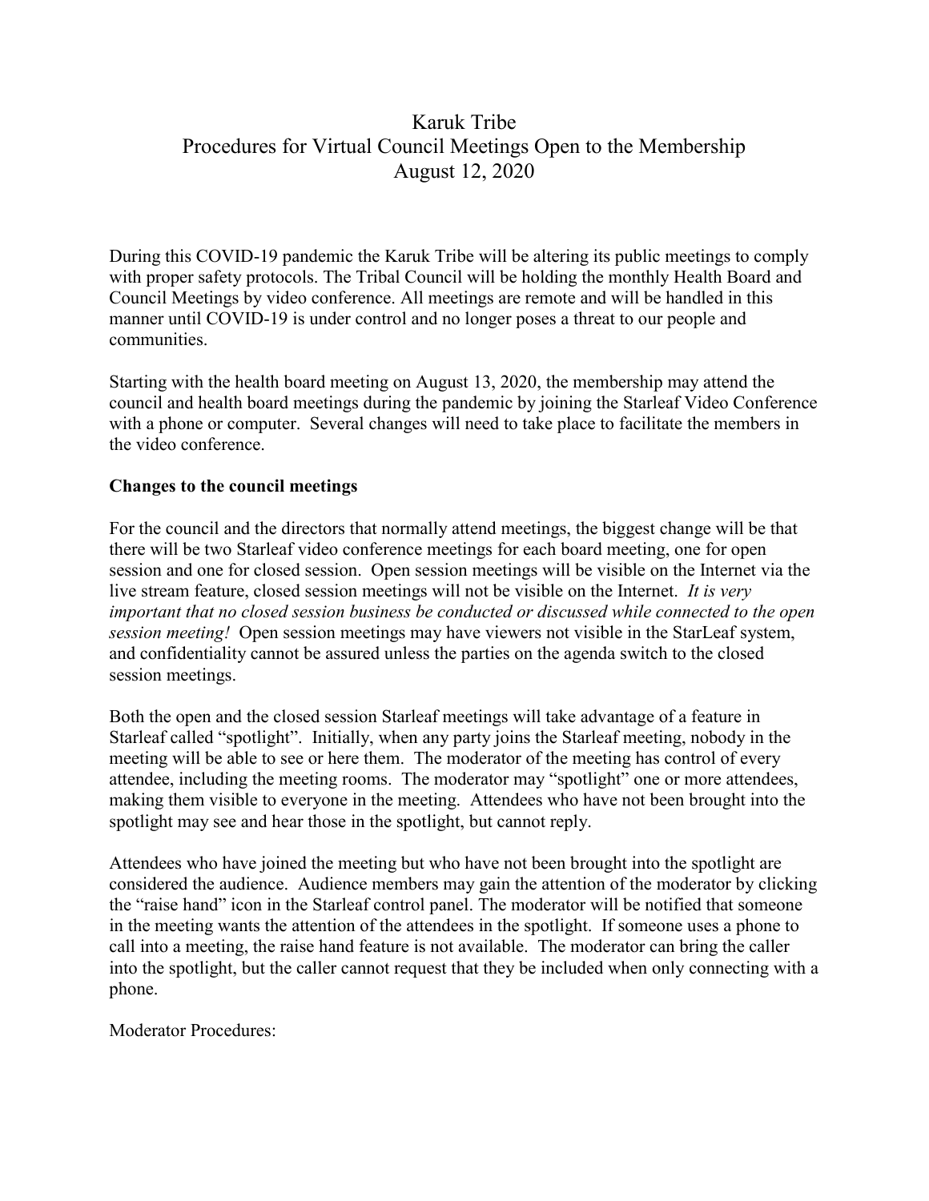# Karuk Tribe
## Procedures for Virtual Council Meetings Open to the Membership
### August 12, 2020

During this COVID-19 pandemic the Karuk Tribe will be altering its public meetings to comply with proper safety protocols. The Tribal Council will be holding the monthly Health Board and Council Meetings by video conference. All meetings are remote and will be handled in this manner until COVID-19 is under control and no longer poses a threat to our people and communities.

Starting with the health board meeting on August 13, 2020, the membership may attend the council and health board meetings during the pandemic by joining the Starleaf Video Conference with a phone or computer. Several changes will need to take place to facilitate the members in the video conference.

**Changes to the council meetings**

For the council and the directors that normally attend meetings, the biggest change will be that there will be two Starleaf video conference meetings for each board meeting, one for open session and one for closed session. Open session meetings will be visible on the Internet via the live stream feature, closed session meetings will not be visible on the Internet. *It is very important that no closed session business be conducted or discussed while connected to the open session meeting!* Open session meetings may have viewers not visible in the StarLeaf system, and confidentiality cannot be assured unless the parties on the agenda switch to the closed session meetings.

Both the open and the closed session Starleaf meetings will take advantage of a feature in Starleaf called "spotlight". Initially, when any party joins the Starleaf meeting, nobody in the meeting will be able to see or here them. The moderator of the meeting has control of every attendee, including the meeting rooms. The moderator may "spotlight" one or more attendees, making them visible to everyone in the meeting. Attendees who have not been brought into the spotlight may see and hear those in the spotlight, but cannot reply.

Attendees who have joined the meeting but who have not been brought into the spotlight are considered the audience. Audience members may gain the attention of the moderator by clicking the "raise hand" icon in the Starleaf control panel. The moderator will be notified that someone in the meeting wants the attention of the attendees in the spotlight. If someone uses a phone to call into a meeting, the raise hand feature is not available. The moderator can bring the caller into the spotlight, but the caller cannot request that they be included when only connecting with a phone.

Moderator Procedures: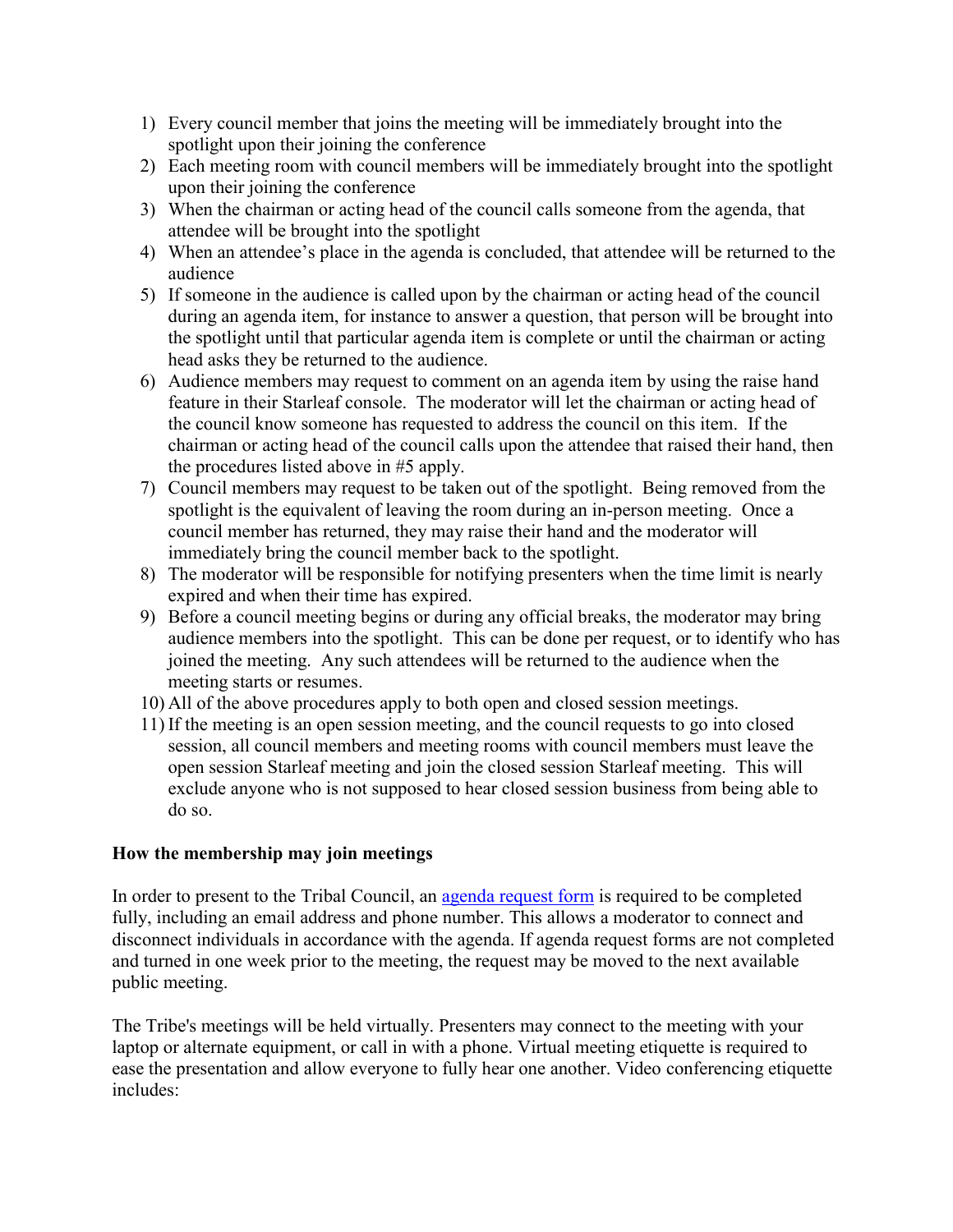1) Every council member that joins the meeting will be immediately brought into the spotlight upon their joining the conference
2) Each meeting room with council members will be immediately brought into the spotlight upon their joining the conference
3) When the chairman or acting head of the council calls someone from the agenda, that attendee will be brought into the spotlight
4) When an attendee's place in the agenda is concluded, that attendee will be returned to the audience
5) If someone in the audience is called upon by the chairman or acting head of the council during an agenda item, for instance to answer a question, that person will be brought into the spotlight until that particular agenda item is complete or until the chairman or acting head asks they be returned to the audience.
6) Audience members may request to comment on an agenda item by using the raise hand feature in their Starleaf console. The moderator will let the chairman or acting head of the council know someone has requested to address the council on this item. If the chairman or acting head of the council calls upon the attendee that raised their hand, then the procedures listed above in #5 apply.
7) Council members may request to be taken out of the spotlight. Being removed from the spotlight is the equivalent of leaving the room during an in-person meeting. Once a council member has returned, they may raise their hand and the moderator will immediately bring the council member back to the spotlight.
8) The moderator will be responsible for notifying presenters when the time limit is nearly expired and when their time has expired.
9) Before a council meeting begins or during any official breaks, the moderator may bring audience members into the spotlight. This can be done per request, or to identify who has joined the meeting. Any such attendees will be returned to the audience when the meeting starts or resumes.
10) All of the above procedures apply to both open and closed session meetings.
11) If the meeting is an open session meeting, and the council requests to go into closed session, all council members and meeting rooms with council members must leave the open session Starleaf meeting and join the closed session Starleaf meeting. This will exclude anyone who is not supposed to hear closed session business from being able to do so.

**How the membership may join meetings**

In order to present to the Tribal Council, an agenda request form is required to be completed fully, including an email address and phone number. This allows a moderator to connect and disconnect individuals in accordance with the agenda. If agenda request forms are not completed and turned in one week prior to the meeting, the request may be moved to the next available public meeting.

The Tribe's meetings will be held virtually. Presenters may connect to the meeting with your laptop or alternate equipment, or call in with a phone. Virtual meeting etiquette is required to ease the presentation and allow everyone to fully hear one another. Video conferencing etiquette includes: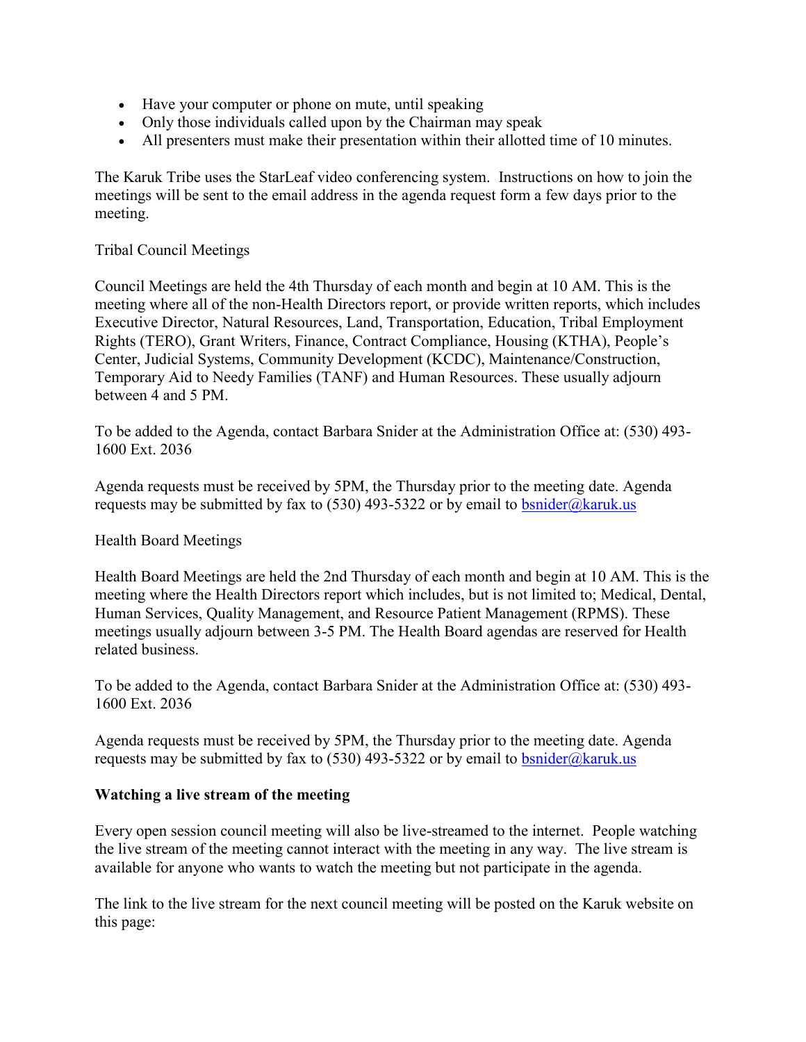- Have your computer or phone on mute, until speaking
- Only those individuals called upon by the Chairman may speak
- All presenters must make their presentation within their allotted time of 10 minutes.

The Karuk Tribe uses the StarLeaf video conferencing system. Instructions on how to join the meetings will be sent to the email address in the agenda request form a few days prior to the meeting.

Tribal Council Meetings

Council Meetings are held the 4th Thursday of each month and begin at 10 AM. This is the meeting where all of the non-Health Directors report, or provide written reports, which includes Executive Director, Natural Resources, Land, Transportation, Education, Tribal Employment Rights (TERO), Grant Writers, Finance, Contract Compliance, Housing (KTHA), People's Center, Judicial Systems, Community Development (KCDC), Maintenance/Construction, Temporary Aid to Needy Families (TANF) and Human Resources. These usually adjourn between 4 and 5 PM.

To be added to the Agenda, contact Barbara Snider at the Administration Office at: (530) 493-1600 Ext. 2036

Agenda requests must be received by 5PM, the Thursday prior to the meeting date. Agenda requests may be submitted by fax to (530) 493-5322 or by email to bsnider@karuk.us

Health Board Meetings

Health Board Meetings are held the 2nd Thursday of each month and begin at 10 AM. This is the meeting where the Health Directors report which includes, but is not limited to; Medical, Dental, Human Services, Quality Management, and Resource Patient Management (RPMS). These meetings usually adjourn between 3-5 PM. The Health Board agendas are reserved for Health related business.

To be added to the Agenda, contact Barbara Snider at the Administration Office at: (530) 493-1600 Ext. 2036

Agenda requests must be received by 5PM, the Thursday prior to the meeting date. Agenda requests may be submitted by fax to (530) 493-5322 or by email to bsnider@karuk.us

**Watching a live stream of the meeting**

Every open session council meeting will also be live-streamed to the internet. People watching the live stream of the meeting cannot interact with the meeting in any way. The live stream is available for anyone who wants to watch the meeting but not participate in the agenda.

The link to the live stream for the next council meeting will be posted on the Karuk website on this page: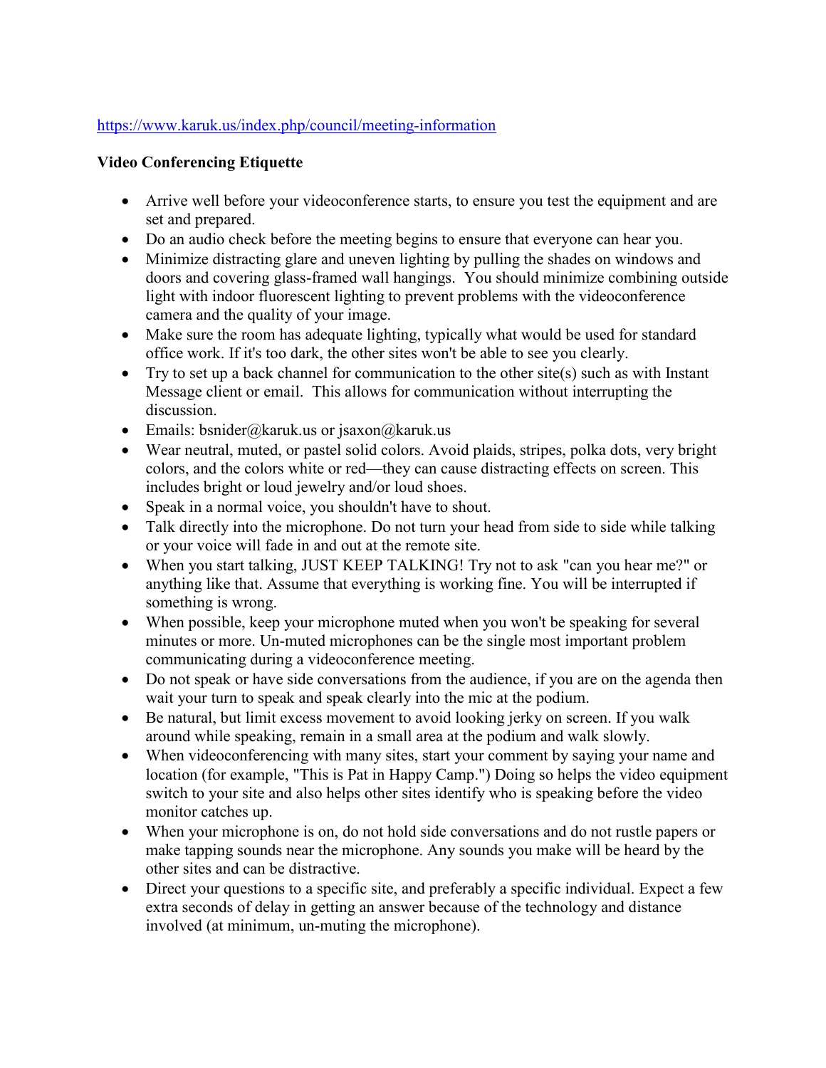https://www.karuk.us/index.php/council/meeting-information

**Video Conferencing Etiquette**

- Arrive well before your videoconference starts, to ensure you test the equipment and are set and prepared.
- Do an audio check before the meeting begins to ensure that everyone can hear you.
- Minimize distracting glare and uneven lighting by pulling the shades on windows and doors and covering glass-framed wall hangings. You should minimize combining outside light with indoor fluorescent lighting to prevent problems with the videoconference camera and the quality of your image.
- Make sure the room has adequate lighting, typically what would be used for standard office work. If it's too dark, the other sites won't be able to see you clearly.
- Try to set up a back channel for communication to the other site(s) such as with Instant Message client or email. This allows for communication without interrupting the discussion.
- Emails: bsnider@karuk.us or jsaxon@karuk.us
- Wear neutral, muted, or pastel solid colors. Avoid plaids, stripes, polka dots, very bright colors, and the colors white or red—they can cause distracting effects on screen. This includes bright or loud jewelry and/or loud shoes.
- Speak in a normal voice, you shouldn't have to shout.
- Talk directly into the microphone. Do not turn your head from side to side while talking or your voice will fade in and out at the remote site.
- When you start talking, JUST KEEP TALKING! Try not to ask "can you hear me?" or anything like that. Assume that everything is working fine. You will be interrupted if something is wrong.
- When possible, keep your microphone muted when you won't be speaking for several minutes or more. Un-muted microphones can be the single most important problem communicating during a videoconference meeting.
- Do not speak or have side conversations from the audience, if you are on the agenda then wait your turn to speak and speak clearly into the mic at the podium.
- Be natural, but limit excess movement to avoid looking jerky on screen. If you walk around while speaking, remain in a small area at the podium and walk slowly.
- When videoconferencing with many sites, start your comment by saying your name and location (for example, "This is Pat in Happy Camp.") Doing so helps the video equipment switch to your site and also helps other sites identify who is speaking before the video monitor catches up.
- When your microphone is on, do not hold side conversations and do not rustle papers or make tapping sounds near the microphone. Any sounds you make will be heard by the other sites and can be distractive.
- Direct your questions to a specific site, and preferably a specific individual. Expect a few extra seconds of delay in getting an answer because of the technology and distance involved (at minimum, un-muting the microphone).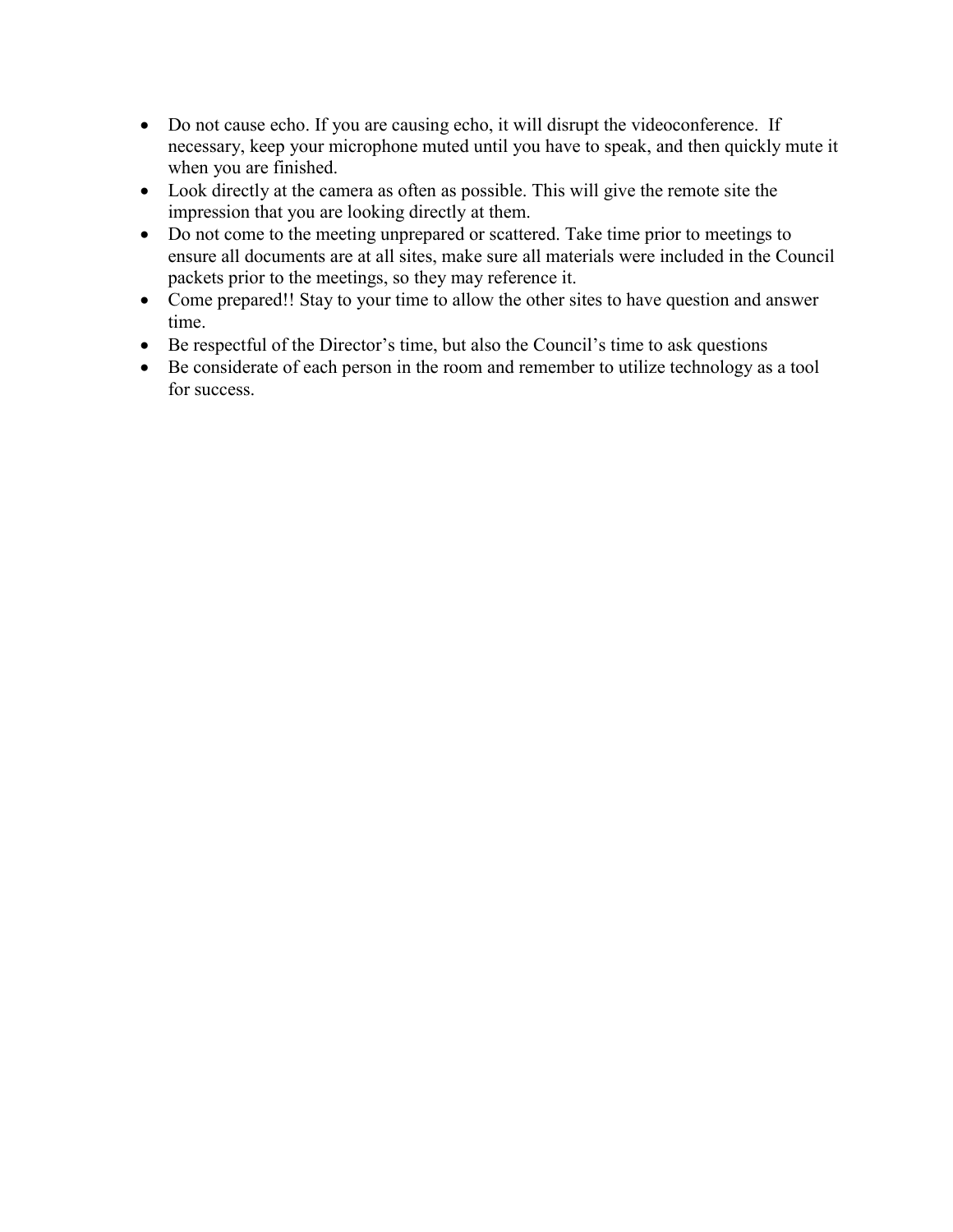- Do not cause echo. If you are causing echo, it will disrupt the videoconference. If necessary, keep your microphone muted until you have to speak, and then quickly mute it when you are finished.
- Look directly at the camera as often as possible. This will give the remote site the impression that you are looking directly at them.
- Do not come to the meeting unprepared or scattered. Take time prior to meetings to ensure all documents are at all sites, make sure all materials were included in the Council packets prior to the meetings, so they may reference it.
- Come prepared!! Stay to your time to allow the other sites to have question and answer time.
- Be respectful of the Director's time, but also the Council's time to ask questions
- Be considerate of each person in the room and remember to utilize technology as a tool for success.